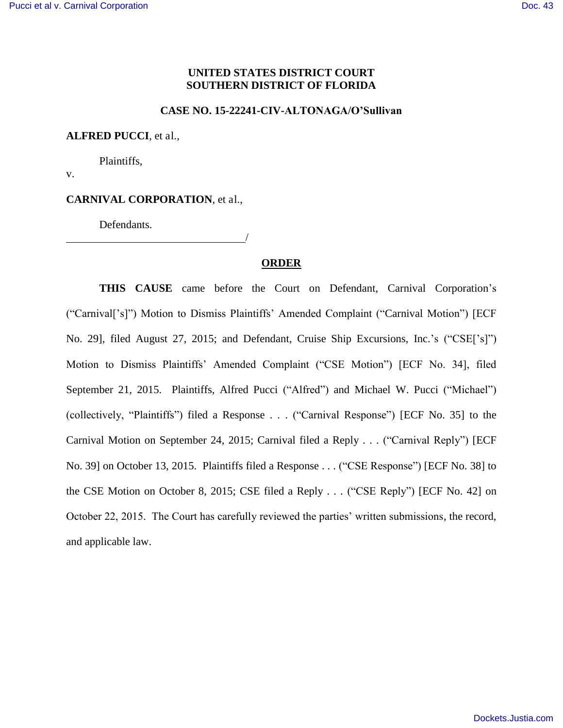**UNITED STATES DISTRICT COURT**
**SOUTHERN DISTRICT OF FLORIDA**

**CASE NO. 15-22241-CIV-ALTONAGA/O'Sullivan**

**ALFRED PUCCI**, et al.,

Plaintiffs,

v.

**CARNIVAL CORPORATION**, et al.,

Defendants.

_______________________________/

**ORDER**

**THIS CAUSE** came before the Court on Defendant, Carnival Corporation's ("Carnival['s]") Motion to Dismiss Plaintiffs' Amended Complaint ("Carnival Motion") [ECF No. 29], filed August 27, 2015; and Defendant, Cruise Ship Excursions, Inc.'s ("CSE['s]") Motion to Dismiss Plaintiffs' Amended Complaint ("CSE Motion") [ECF No. 34], filed September 21, 2015. Plaintiffs, Alfred Pucci ("Alfred") and Michael W. Pucci ("Michael") (collectively, "Plaintiffs") filed a Response . . . ("Carnival Response") [ECF No. 35] to the Carnival Motion on September 24, 2015; Carnival filed a Reply . . . ("Carnival Reply") [ECF No. 39] on October 13, 2015. Plaintiffs filed a Response . . . ("CSE Response") [ECF No. 38] to the CSE Motion on October 8, 2015; CSE filed a Reply . . . ("CSE Reply") [ECF No. 42] on October 22, 2015. The Court has carefully reviewed the parties' written submissions, the record, and applicable law.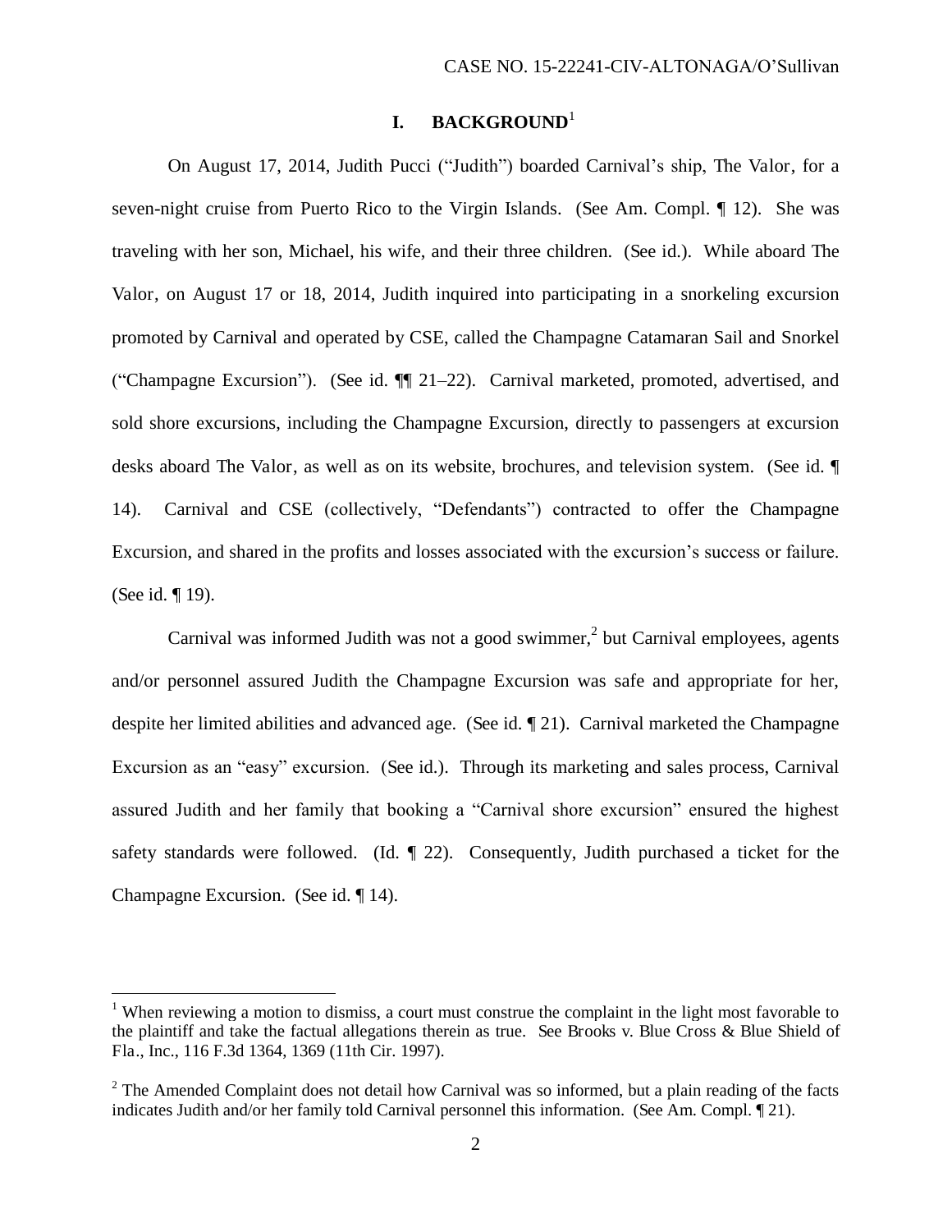## I. BACKGROUND[1]

On August 17, 2014, Judith Pucci ("Judith") boarded Carnival's ship, The Valor, for a seven-night cruise from Puerto Rico to the Virgin Islands. (See Am. Compl. ¶ 12). She was traveling with her son, Michael, his wife, and their three children. (See id.). While aboard The Valor, on August 17 or 18, 2014, Judith inquired into participating in a snorkeling excursion promoted by Carnival and operated by CSE, called the Champagne Catamaran Sail and Snorkel ("Champagne Excursion"). (See id. ¶¶ 21–22). Carnival marketed, promoted, advertised, and sold shore excursions, including the Champagne Excursion, directly to passengers at excursion desks aboard The Valor, as well as on its website, brochures, and television system. (See id. ¶ 14). Carnival and CSE (collectively, "Defendants") contracted to offer the Champagne Excursion, and shared in the profits and losses associated with the excursion's success or failure. (See id. ¶ 19).

Carnival was informed Judith was not a good swimmer,[2] but Carnival employees, agents and/or personnel assured Judith the Champagne Excursion was safe and appropriate for her, despite her limited abilities and advanced age. (See id. ¶ 21). Carnival marketed the Champagne Excursion as an "easy" excursion. (See id.). Through its marketing and sales process, Carnival assured Judith and her family that booking a "Carnival shore excursion" ensured the highest safety standards were followed. (Id. ¶ 22). Consequently, Judith purchased a ticket for the Champagne Excursion. (See id. ¶ 14).

---

[1] When reviewing a motion to dismiss, a court must construe the complaint in the light most favorable to the plaintiff and take the factual allegations therein as true. See Brooks v. Blue Cross & Blue Shield of Fla., Inc., 116 F.3d 1364, 1369 (11th Cir. 1997).

[2] The Amended Complaint does not detail how Carnival was so informed, but a plain reading of the facts indicates Judith and/or her family told Carnival personnel this information. (See Am. Compl. ¶ 21).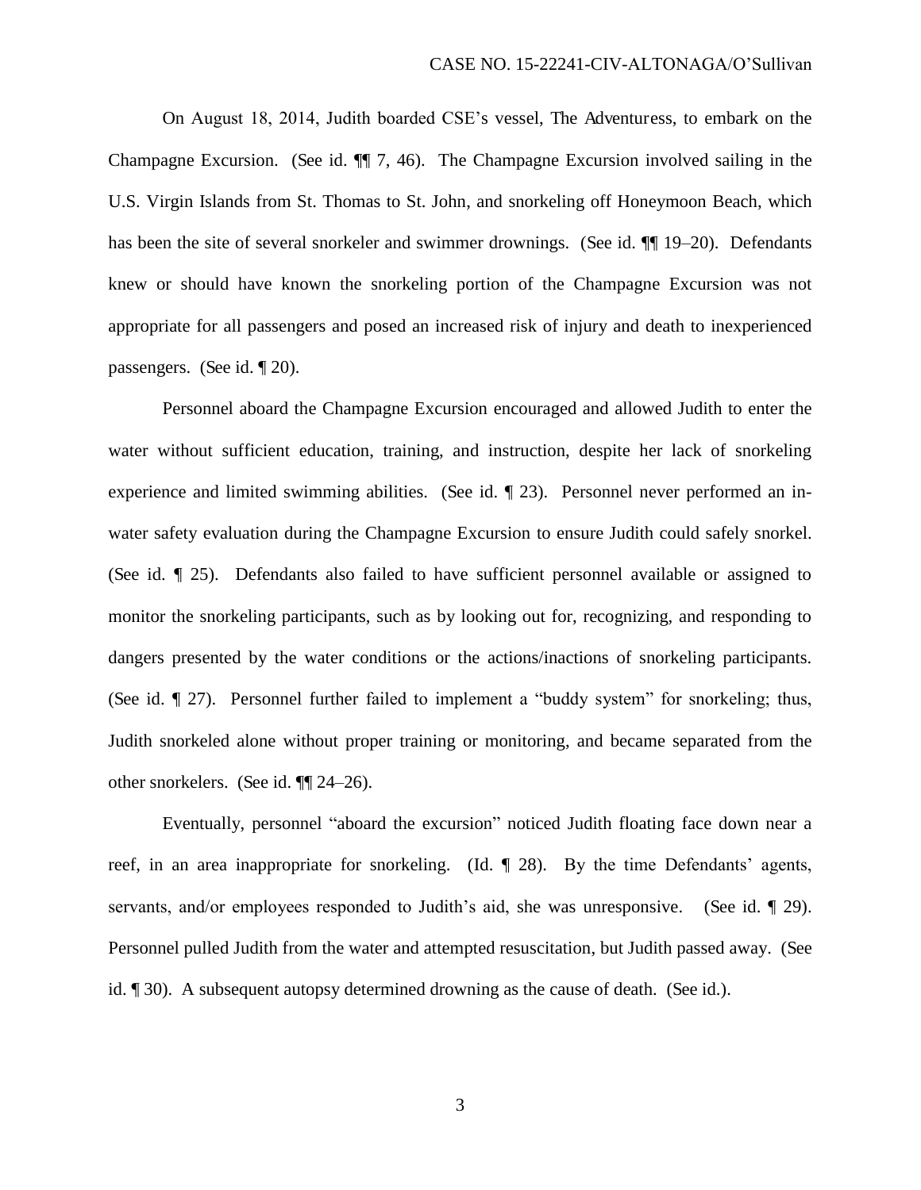On August 18, 2014, Judith boarded CSE's vessel, The Adventuress, to embark on the Champagne Excursion. (See id. ¶¶ 7, 46). The Champagne Excursion involved sailing in the U.S. Virgin Islands from St. Thomas to St. John, and snorkeling off Honeymoon Beach, which has been the site of several snorkeler and swimmer drownings. (See id. ¶¶ 19–20). Defendants knew or should have known the snorkeling portion of the Champagne Excursion was not appropriate for all passengers and posed an increased risk of injury and death to inexperienced passengers. (See id. ¶ 20).

Personnel aboard the Champagne Excursion encouraged and allowed Judith to enter the water without sufficient education, training, and instruction, despite her lack of snorkeling experience and limited swimming abilities. (See id. ¶ 23). Personnel never performed an in-water safety evaluation during the Champagne Excursion to ensure Judith could safely snorkel. (See id. ¶ 25). Defendants also failed to have sufficient personnel available or assigned to monitor the snorkeling participants, such as by looking out for, recognizing, and responding to dangers presented by the water conditions or the actions/inactions of snorkeling participants. (See id. ¶ 27). Personnel further failed to implement a "buddy system" for snorkeling; thus, Judith snorkeled alone without proper training or monitoring, and became separated from the other snorkelers. (See id. ¶¶ 24–26).

Eventually, personnel "aboard the excursion" noticed Judith floating face down near a reef, in an area inappropriate for snorkeling. (Id. ¶ 28). By the time Defendants' agents, servants, and/or employees responded to Judith's aid, she was unresponsive. (See id. ¶ 29). Personnel pulled Judith from the water and attempted resuscitation, but Judith passed away. (See id. ¶ 30). A subsequent autopsy determined drowning as the cause of death. (See id.).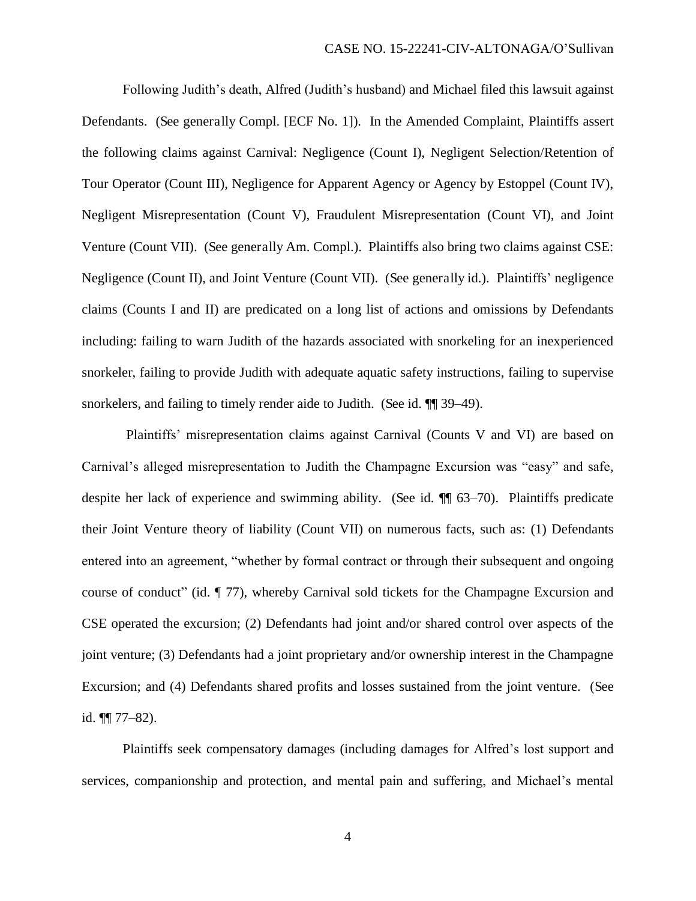Following Judith's death, Alfred (Judith's husband) and Michael filed this lawsuit against Defendants. (See generally Compl. [ECF No. 1]). In the Amended Complaint, Plaintiffs assert the following claims against Carnival: Negligence (Count I), Negligent Selection/Retention of Tour Operator (Count III), Negligence for Apparent Agency or Agency by Estoppel (Count IV), Negligent Misrepresentation (Count V), Fraudulent Misrepresentation (Count VI), and Joint Venture (Count VII). (See generally Am. Compl.). Plaintiffs also bring two claims against CSE: Negligence (Count II), and Joint Venture (Count VII). (See generally id.). Plaintiffs' negligence claims (Counts I and II) are predicated on a long list of actions and omissions by Defendants including: failing to warn Judith of the hazards associated with snorkeling for an inexperienced snorkeler, failing to provide Judith with adequate aquatic safety instructions, failing to supervise snorkelers, and failing to timely render aide to Judith. (See id. ¶¶ 39–49).

Plaintiffs' misrepresentation claims against Carnival (Counts V and VI) are based on Carnival's alleged misrepresentation to Judith the Champagne Excursion was "easy" and safe, despite her lack of experience and swimming ability. (See id. ¶¶ 63–70). Plaintiffs predicate their Joint Venture theory of liability (Count VII) on numerous facts, such as: (1) Defendants entered into an agreement, "whether by formal contract or through their subsequent and ongoing course of conduct" (id. ¶ 77), whereby Carnival sold tickets for the Champagne Excursion and CSE operated the excursion; (2) Defendants had joint and/or shared control over aspects of the joint venture; (3) Defendants had a joint proprietary and/or ownership interest in the Champagne Excursion; and (4) Defendants shared profits and losses sustained from the joint venture. (See id. ¶¶ 77–82).

Plaintiffs seek compensatory damages (including damages for Alfred's lost support and services, companionship and protection, and mental pain and suffering, and Michael's mental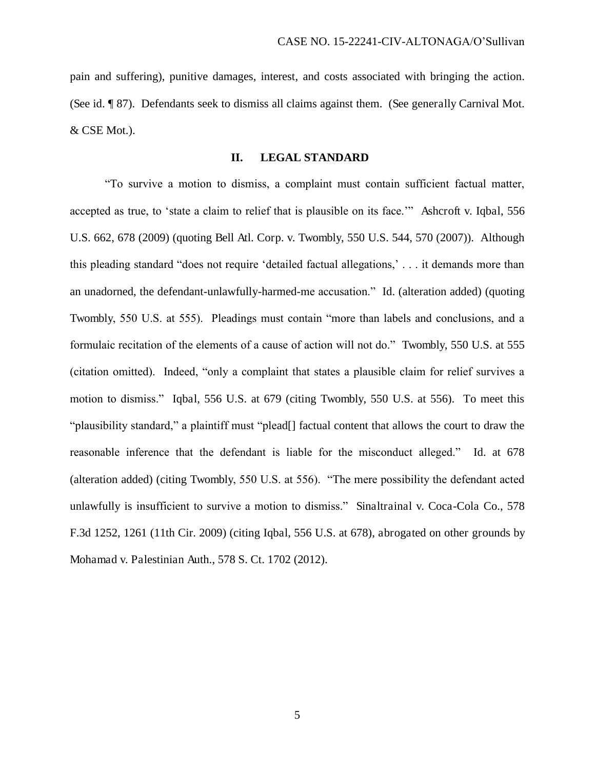pain and suffering), punitive damages, interest, and costs associated with bringing the action. (See id. ¶ 87). Defendants seek to dismiss all claims against them. (See generally Carnival Mot. & CSE Mot.).

## II. LEGAL STANDARD

"To survive a motion to dismiss, a complaint must contain sufficient factual matter, accepted as true, to 'state a claim to relief that is plausible on its face.'" Ashcroft v. Iqbal, 556 U.S. 662, 678 (2009) (quoting Bell Atl. Corp. v. Twombly, 550 U.S. 544, 570 (2007)). Although this pleading standard "does not require 'detailed factual allegations,' . . . it demands more than an unadorned, the defendant-unlawfully-harmed-me accusation." Id. (alteration added) (quoting Twombly, 550 U.S. at 555). Pleadings must contain "more than labels and conclusions, and a formulaic recitation of the elements of a cause of action will not do." Twombly, 550 U.S. at 555 (citation omitted). Indeed, "only a complaint that states a plausible claim for relief survives a motion to dismiss." Iqbal, 556 U.S. at 679 (citing Twombly, 550 U.S. at 556). To meet this "plausibility standard," a plaintiff must "plead[] factual content that allows the court to draw the reasonable inference that the defendant is liable for the misconduct alleged." Id. at 678 (alteration added) (citing Twombly, 550 U.S. at 556). "The mere possibility the defendant acted unlawfully is insufficient to survive a motion to dismiss." Sinaltrainal v. Coca-Cola Co., 578 F.3d 1252, 1261 (11th Cir. 2009) (citing Iqbal, 556 U.S. at 678), abrogated on other grounds by Mohamad v. Palestinian Auth., 578 S. Ct. 1702 (2012).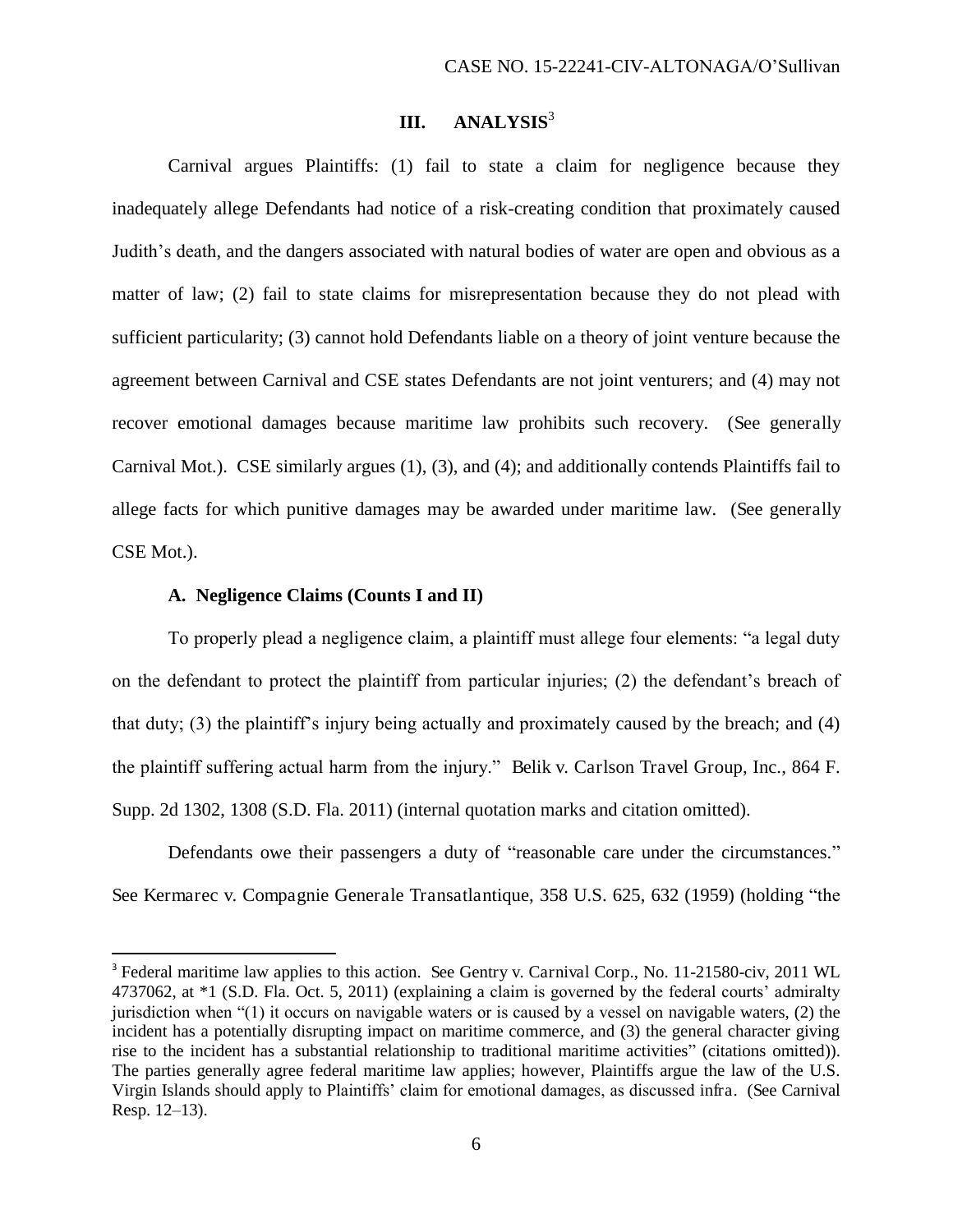## III. ANALYSIS[3]

Carnival argues Plaintiffs: (1) fail to state a claim for negligence because they inadequately allege Defendants had notice of a risk-creating condition that proximately caused Judith's death, and the dangers associated with natural bodies of water are open and obvious as a matter of law; (2) fail to state claims for misrepresentation because they do not plead with sufficient particularity; (3) cannot hold Defendants liable on a theory of joint venture because the agreement between Carnival and CSE states Defendants are not joint venturers; and (4) may not recover emotional damages because maritime law prohibits such recovery. (See generally Carnival Mot.). CSE similarly argues (1), (3), and (4); and additionally contends Plaintiffs fail to allege facts for which punitive damages may be awarded under maritime law. (See generally CSE Mot.).

### A. Negligence Claims (Counts I and II)

To properly plead a negligence claim, a plaintiff must allege four elements: "a legal duty on the defendant to protect the plaintiff from particular injuries; (2) the defendant's breach of that duty; (3) the plaintiff's injury being actually and proximately caused by the breach; and (4) the plaintiff suffering actual harm from the injury." Belik v. Carlson Travel Group, Inc., 864 F. Supp. 2d 1302, 1308 (S.D. Fla. 2011) (internal quotation marks and citation omitted).

Defendants owe their passengers a duty of "reasonable care under the circumstances." See Kermarec v. Compagnie Generale Transatlantique, 358 U.S. 625, 632 (1959) (holding "the

[3] Federal maritime law applies to this action. See Gentry v. Carnival Corp., No. 11-21580-civ, 2011 WL 4737062, at *1 (S.D. Fla. Oct. 5, 2011) (explaining a claim is governed by the federal courts' admiralty jurisdiction when "(1) it occurs on navigable waters or is caused by a vessel on navigable waters, (2) the incident has a potentially disrupting impact on maritime commerce, and (3) the general character giving rise to the incident has a substantial relationship to traditional maritime activities" (citations omitted)). The parties generally agree federal maritime law applies; however, Plaintiffs argue the law of the U.S. Virgin Islands should apply to Plaintiffs' claim for emotional damages, as discussed infra. (See Carnival Resp. 12–13).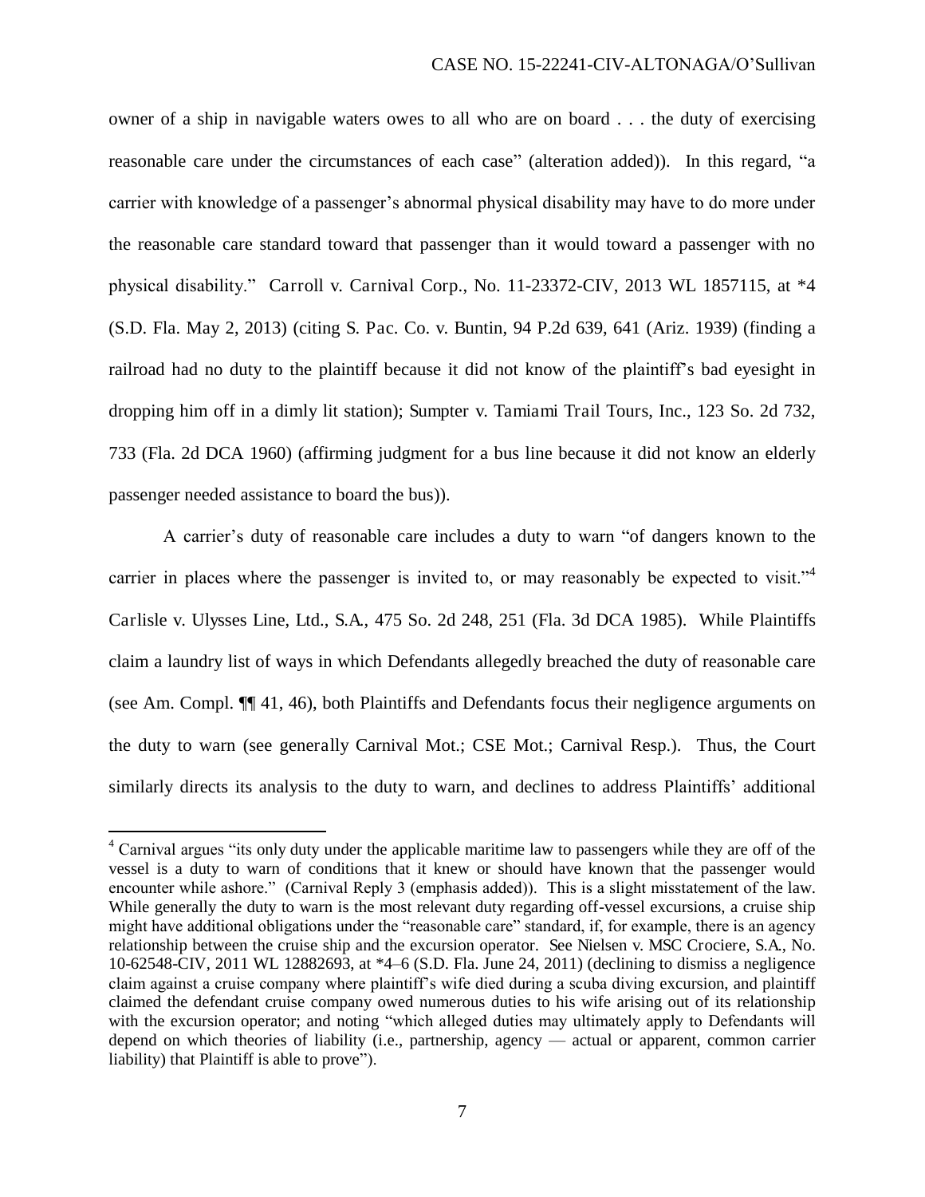owner of a ship in navigable waters owes to all who are on board . . . the duty of exercising reasonable care under the circumstances of each case" (alteration added)). In this regard, "a carrier with knowledge of a passenger's abnormal physical disability may have to do more under the reasonable care standard toward that passenger than it would toward a passenger with no physical disability." Carroll v. Carnival Corp., No. 11-23372-CIV, 2013 WL 1857115, at *4 (S.D. Fla. May 2, 2013) (citing S. Pac. Co. v. Buntin, 94 P.2d 639, 641 (Ariz. 1939) (finding a railroad had no duty to the plaintiff because it did not know of the plaintiff's bad eyesight in dropping him off in a dimly lit station); Sumpter v. Tamiami Trail Tours, Inc., 123 So. 2d 732, 733 (Fla. 2d DCA 1960) (affirming judgment for a bus line because it did not know an elderly passenger needed assistance to board the bus)).

A carrier's duty of reasonable care includes a duty to warn "of dangers known to the carrier in places where the passenger is invited to, or may reasonably be expected to visit."[4] Carlisle v. Ulysses Line, Ltd., S.A., 475 So. 2d 248, 251 (Fla. 3d DCA 1985). While Plaintiffs claim a laundry list of ways in which Defendants allegedly breached the duty of reasonable care (see Am. Compl. ¶¶ 41, 46), both Plaintiffs and Defendants focus their negligence arguments on the duty to warn (see generally Carnival Mot.; CSE Mot.; Carnival Resp.). Thus, the Court similarly directs its analysis to the duty to warn, and declines to address Plaintiffs' additional

[4] Carnival argues "its only duty under the applicable maritime law to passengers while they are off of the vessel is a duty to warn of conditions that it knew or should have known that the passenger would encounter while ashore." (Carnival Reply 3 (emphasis added)). This is a slight misstatement of the law. While generally the duty to warn is the most relevant duty regarding off-vessel excursions, a cruise ship might have additional obligations under the "reasonable care" standard, if, for example, there is an agency relationship between the cruise ship and the excursion operator. See Nielsen v. MSC Crociere, S.A., No. 10-62548-CIV, 2011 WL 12882693, at *4–6 (S.D. Fla. June 24, 2011) (declining to dismiss a negligence claim against a cruise company where plaintiff's wife died during a scuba diving excursion, and plaintiff claimed the defendant cruise company owed numerous duties to his wife arising out of its relationship with the excursion operator; and noting "which alleged duties may ultimately apply to Defendants will depend on which theories of liability (i.e., partnership, agency — actual or apparent, common carrier liability) that Plaintiff is able to prove").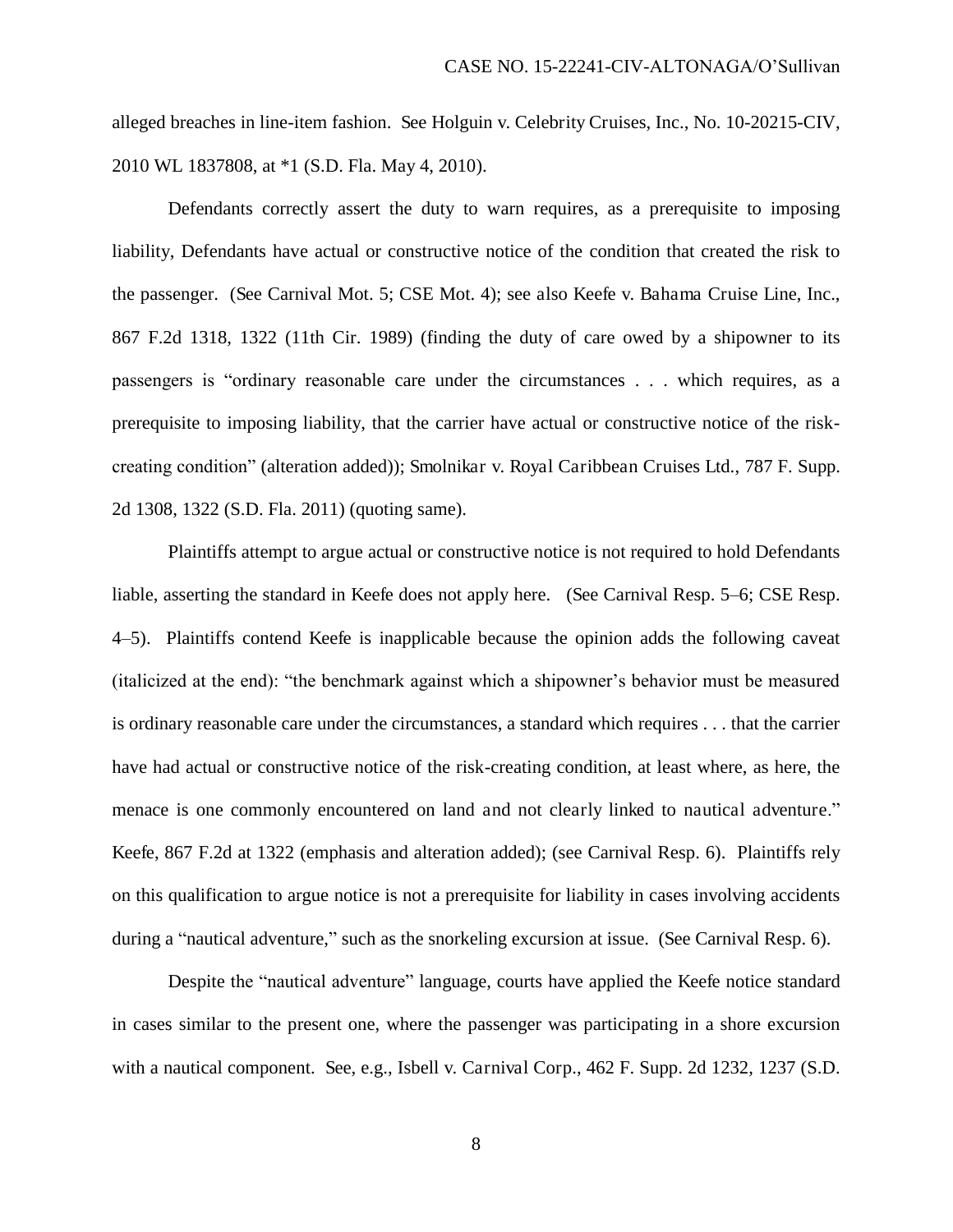alleged breaches in line-item fashion. See Holguin v. Celebrity Cruises, Inc., No. 10-20215-CIV, 2010 WL 1837808, at *1 (S.D. Fla. May 4, 2010).

Defendants correctly assert the duty to warn requires, as a prerequisite to imposing liability, Defendants have actual or constructive notice of the condition that created the risk to the passenger. (See Carnival Mot. 5; CSE Mot. 4); see also Keefe v. Bahama Cruise Line, Inc., 867 F.2d 1318, 1322 (11th Cir. 1989) (finding the duty of care owed by a shipowner to its passengers is "ordinary reasonable care under the circumstances . . . which requires, as a prerequisite to imposing liability, that the carrier have actual or constructive notice of the risk-creating condition" (alteration added)); Smolnikar v. Royal Caribbean Cruises Ltd., 787 F. Supp. 2d 1308, 1322 (S.D. Fla. 2011) (quoting same).

Plaintiffs attempt to argue actual or constructive notice is not required to hold Defendants liable, asserting the standard in Keefe does not apply here. (See Carnival Resp. 5–6; CSE Resp. 4–5). Plaintiffs contend Keefe is inapplicable because the opinion adds the following caveat (italicized at the end): "the benchmark against which a shipowner's behavior must be measured is ordinary reasonable care under the circumstances, a standard which requires . . . that the carrier have had actual or constructive notice of the risk-creating condition, at least where, as here, the menace is one commonly encountered on land and not clearly linked to nautical adventure." Keefe, 867 F.2d at 1322 (emphasis and alteration added); (see Carnival Resp. 6). Plaintiffs rely on this qualification to argue notice is not a prerequisite for liability in cases involving accidents during a "nautical adventure," such as the snorkeling excursion at issue. (See Carnival Resp. 6).

Despite the "nautical adventure" language, courts have applied the Keefe notice standard in cases similar to the present one, where the passenger was participating in a shore excursion with a nautical component. See, e.g., Isbell v. Carnival Corp., 462 F. Supp. 2d 1232, 1237 (S.D.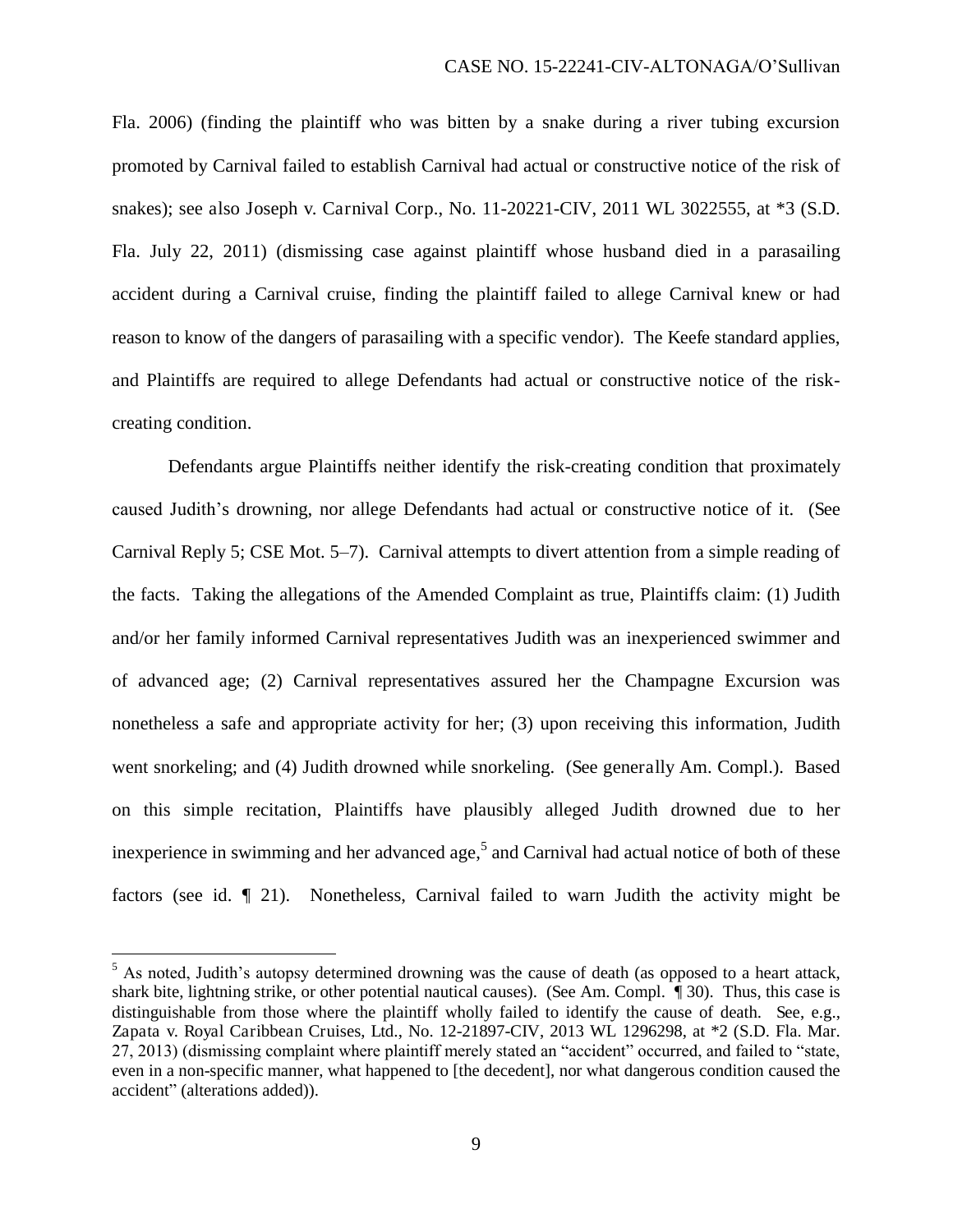Fla. 2006) (finding the plaintiff who was bitten by a snake during a river tubing excursion promoted by Carnival failed to establish Carnival had actual or constructive notice of the risk of snakes); see also Joseph v. Carnival Corp., No. 11-20221-CIV, 2011 WL 3022555, at *3 (S.D. Fla. July 22, 2011) (dismissing case against plaintiff whose husband died in a parasailing accident during a Carnival cruise, finding the plaintiff failed to allege Carnival knew or had reason to know of the dangers of parasailing with a specific vendor). The Keefe standard applies, and Plaintiffs are required to allege Defendants had actual or constructive notice of the risk-creating condition.

Defendants argue Plaintiffs neither identify the risk-creating condition that proximately caused Judith's drowning, nor allege Defendants had actual or constructive notice of it. (See Carnival Reply 5; CSE Mot. 5–7). Carnival attempts to divert attention from a simple reading of the facts. Taking the allegations of the Amended Complaint as true, Plaintiffs claim: (1) Judith and/or her family informed Carnival representatives Judith was an inexperienced swimmer and of advanced age; (2) Carnival representatives assured her the Champagne Excursion was nonetheless a safe and appropriate activity for her; (3) upon receiving this information, Judith went snorkeling; and (4) Judith drowned while snorkeling. (See generally Am. Compl.). Based on this simple recitation, Plaintiffs have plausibly alleged Judith drowned due to her inexperience in swimming and her advanced age,[5] and Carnival had actual notice of both of these factors (see id. ¶ 21). Nonetheless, Carnival failed to warn Judith the activity might be

[5] As noted, Judith's autopsy determined drowning was the cause of death (as opposed to a heart attack, shark bite, lightning strike, or other potential nautical causes). (See Am. Compl. ¶ 30). Thus, this case is distinguishable from those where the plaintiff wholly failed to identify the cause of death. See, e.g., Zapata v. Royal Caribbean Cruises, Ltd., No. 12-21897-CIV, 2013 WL 1296298, at *2 (S.D. Fla. Mar. 27, 2013) (dismissing complaint where plaintiff merely stated an "accident" occurred, and failed to "state, even in a non-specific manner, what happened to [the decedent], nor what dangerous condition caused the accident" (alterations added)).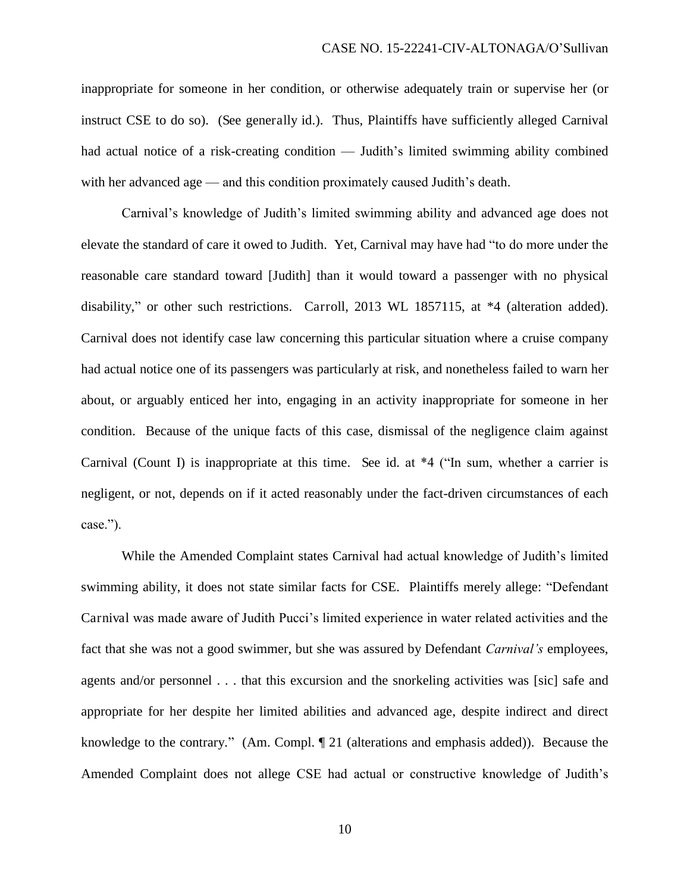inappropriate for someone in her condition, or otherwise adequately train or supervise her (or instruct CSE to do so). (See generally id.). Thus, Plaintiffs have sufficiently alleged Carnival had actual notice of a risk-creating condition — Judith's limited swimming ability combined with her advanced age — and this condition proximately caused Judith's death.

Carnival's knowledge of Judith's limited swimming ability and advanced age does not elevate the standard of care it owed to Judith. Yet, Carnival may have had "to do more under the reasonable care standard toward [Judith] than it would toward a passenger with no physical disability," or other such restrictions. Carroll, 2013 WL 1857115, at *4 (alteration added). Carnival does not identify case law concerning this particular situation where a cruise company had actual notice one of its passengers was particularly at risk, and nonetheless failed to warn her about, or arguably enticed her into, engaging in an activity inappropriate for someone in her condition. Because of the unique facts of this case, dismissal of the negligence claim against Carnival (Count I) is inappropriate at this time. See id. at *4 ("In sum, whether a carrier is negligent, or not, depends on if it acted reasonably under the fact-driven circumstances of each case.").

While the Amended Complaint states Carnival had actual knowledge of Judith's limited swimming ability, it does not state similar facts for CSE. Plaintiffs merely allege: "Defendant Carnival was made aware of Judith Pucci's limited experience in water related activities and the fact that she was not a good swimmer, but she was assured by Defendant *Carnival's* employees, agents and/or personnel . . . that this excursion and the snorkeling activities was [sic] safe and appropriate for her despite her limited abilities and advanced age, despite indirect and direct knowledge to the contrary." (Am. Compl. ¶ 21 (alterations and emphasis added)). Because the Amended Complaint does not allege CSE had actual or constructive knowledge of Judith's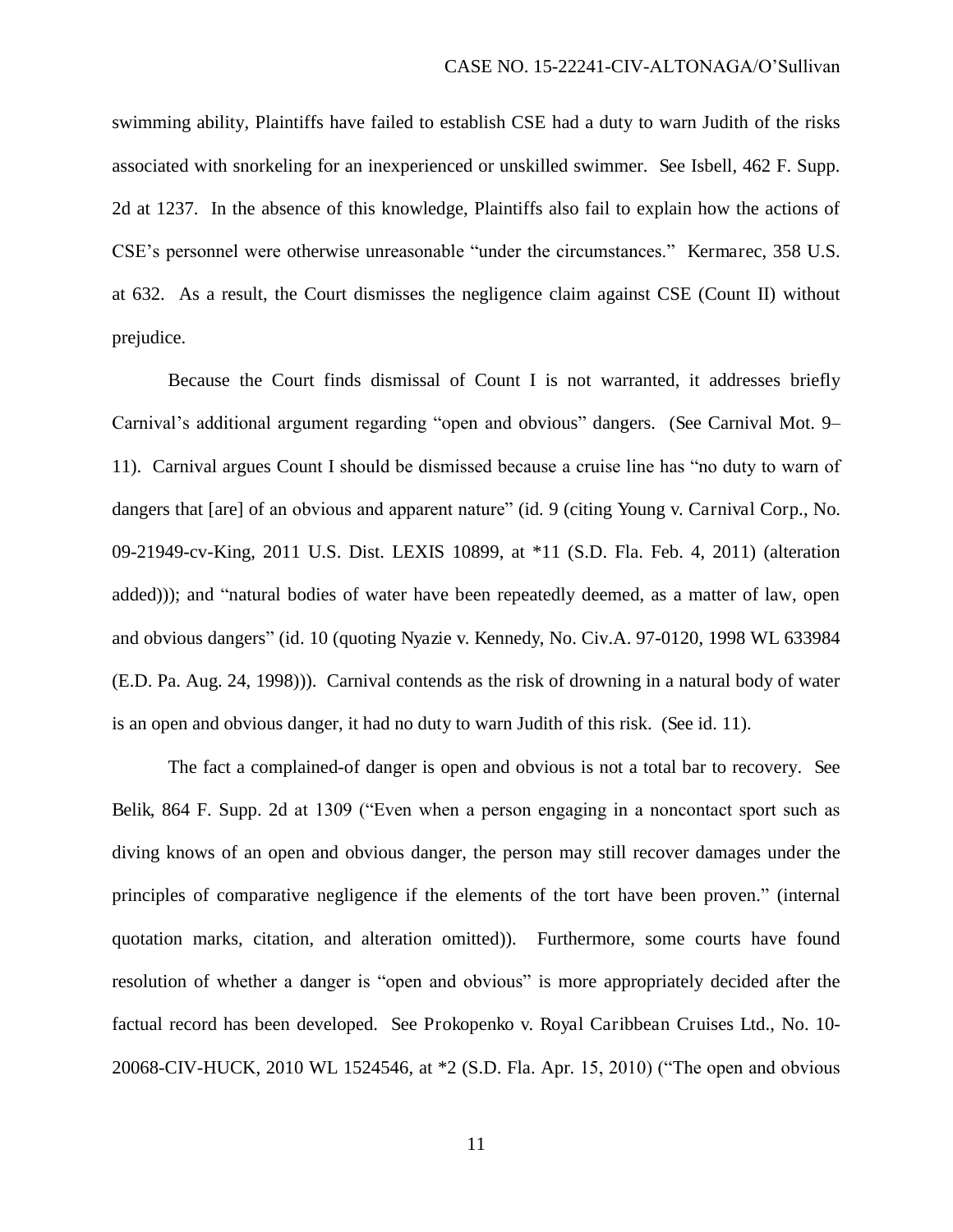swimming ability, Plaintiffs have failed to establish CSE had a duty to warn Judith of the risks associated with snorkeling for an inexperienced or unskilled swimmer. See Isbell, 462 F. Supp. 2d at 1237. In the absence of this knowledge, Plaintiffs also fail to explain how the actions of CSE's personnel were otherwise unreasonable "under the circumstances." Kermarec, 358 U.S. at 632. As a result, the Court dismisses the negligence claim against CSE (Count II) without prejudice.

Because the Court finds dismissal of Count I is not warranted, it addresses briefly Carnival's additional argument regarding "open and obvious" dangers. (See Carnival Mot. 9–11). Carnival argues Count I should be dismissed because a cruise line has "no duty to warn of dangers that [are] of an obvious and apparent nature" (id. 9 (citing Young v. Carnival Corp., No. 09-21949-cv-King, 2011 U.S. Dist. LEXIS 10899, at *11 (S.D. Fla. Feb. 4, 2011) (alteration added))); and "natural bodies of water have been repeatedly deemed, as a matter of law, open and obvious dangers" (id. 10 (quoting Nyazie v. Kennedy, No. Civ.A. 97-0120, 1998 WL 633984 (E.D. Pa. Aug. 24, 1998))). Carnival contends as the risk of drowning in a natural body of water is an open and obvious danger, it had no duty to warn Judith of this risk. (See id. 11).

The fact a complained-of danger is open and obvious is not a total bar to recovery. See Belik, 864 F. Supp. 2d at 1309 ("Even when a person engaging in a noncontact sport such as diving knows of an open and obvious danger, the person may still recover damages under the principles of comparative negligence if the elements of the tort have been proven." (internal quotation marks, citation, and alteration omitted)). Furthermore, some courts have found resolution of whether a danger is "open and obvious" is more appropriately decided after the factual record has been developed. See Prokopenko v. Royal Caribbean Cruises Ltd., No. 10-20068-CIV-HUCK, 2010 WL 1524546, at *2 (S.D. Fla. Apr. 15, 2010) ("The open and obvious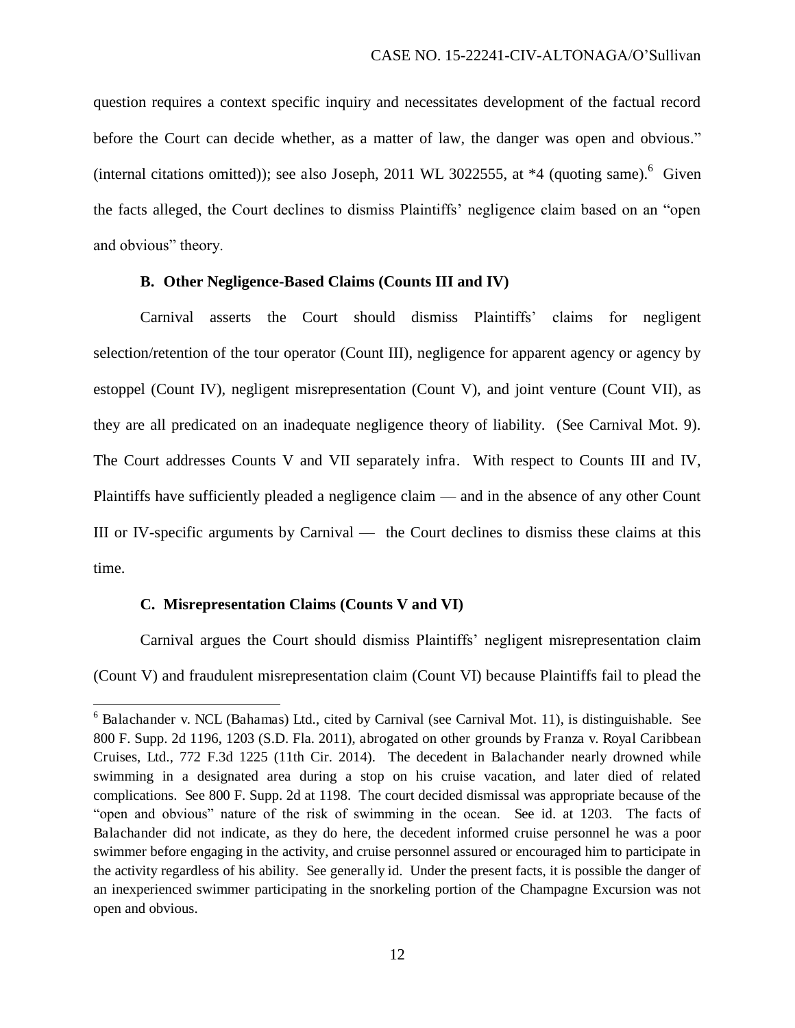question requires a context specific inquiry and necessitates development of the factual record before the Court can decide whether, as a matter of law, the danger was open and obvious." (internal citations omitted)); see also Joseph, 2011 WL 3022555, at *4 (quoting same).[6] Given the facts alleged, the Court declines to dismiss Plaintiffs' negligence claim based on an "open and obvious" theory.

### B. Other Negligence-Based Claims (Counts III and IV)

Carnival asserts the Court should dismiss Plaintiffs' claims for negligent selection/retention of the tour operator (Count III), negligence for apparent agency or agency by estoppel (Count IV), negligent misrepresentation (Count V), and joint venture (Count VII), as they are all predicated on an inadequate negligence theory of liability. (See Carnival Mot. 9). The Court addresses Counts V and VII separately infra. With respect to Counts III and IV, Plaintiffs have sufficiently pleaded a negligence claim — and in the absence of any other Count III or IV-specific arguments by Carnival — the Court declines to dismiss these claims at this time.

### C. Misrepresentation Claims (Counts V and VI)

Carnival argues the Court should dismiss Plaintiffs' negligent misrepresentation claim (Count V) and fraudulent misrepresentation claim (Count VI) because Plaintiffs fail to plead the

---

[6] Balachander v. NCL (Bahamas) Ltd., cited by Carnival (see Carnival Mot. 11), is distinguishable. See 800 F. Supp. 2d 1196, 1203 (S.D. Fla. 2011), abrogated on other grounds by Franza v. Royal Caribbean Cruises, Ltd., 772 F.3d 1225 (11th Cir. 2014). The decedent in Balachander nearly drowned while swimming in a designated area during a stop on his cruise vacation, and later died of related complications. See 800 F. Supp. 2d at 1198. The court decided dismissal was appropriate because of the "open and obvious" nature of the risk of swimming in the ocean. See id. at 1203. The facts of Balachander did not indicate, as they do here, the decedent informed cruise personnel he was a poor swimmer before engaging in the activity, and cruise personnel assured or encouraged him to participate in the activity regardless of his ability. See generally id. Under the present facts, it is possible the danger of an inexperienced swimmer participating in the snorkeling portion of the Champagne Excursion was not open and obvious.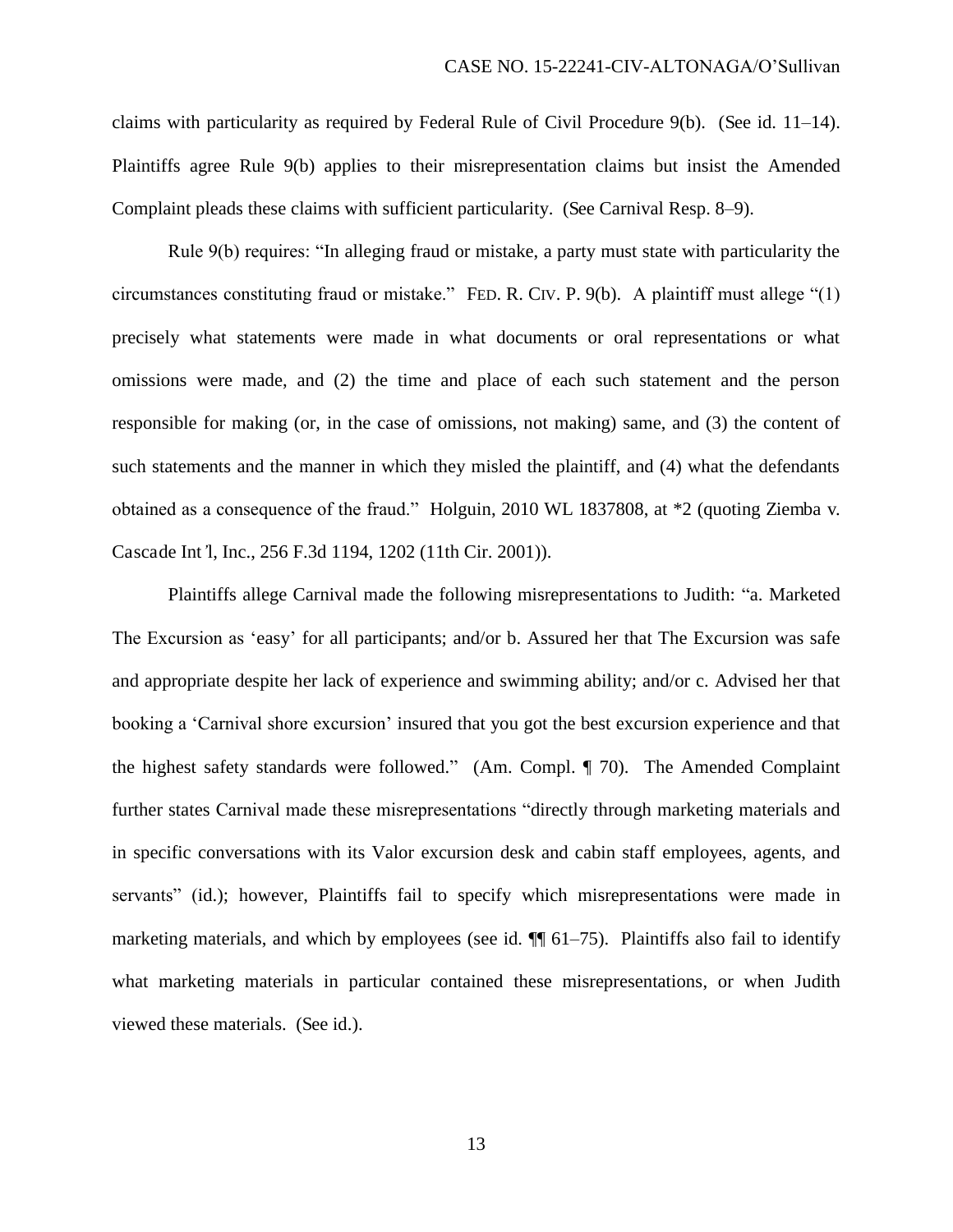claims with particularity as required by Federal Rule of Civil Procedure 9(b). (See id. 11–14). Plaintiffs agree Rule 9(b) applies to their misrepresentation claims but insist the Amended Complaint pleads these claims with sufficient particularity. (See Carnival Resp. 8–9).

Rule 9(b) requires: "In alleging fraud or mistake, a party must state with particularity the circumstances constituting fraud or mistake." FED. R. CIV. P. 9(b). A plaintiff must allege "(1) precisely what statements were made in what documents or oral representations or what omissions were made, and (2) the time and place of each such statement and the person responsible for making (or, in the case of omissions, not making) same, and (3) the content of such statements and the manner in which they misled the plaintiff, and (4) what the defendants obtained as a consequence of the fraud." *Holguin*, 2010 WL 1837808, at *2 (quoting *Ziemba v. Cascade Int'l, Inc.*, 256 F.3d 1194, 1202 (11th Cir. 2001)).

Plaintiffs allege Carnival made the following misrepresentations to Judith: "a. Marketed The Excursion as 'easy' for all participants; and/or b. Assured her that The Excursion was safe and appropriate despite her lack of experience and swimming ability; and/or c. Advised her that booking a 'Carnival shore excursion' insured that you got the best excursion experience and that the highest safety standards were followed." (Am. Compl. ¶ 70). The Amended Complaint further states Carnival made these misrepresentations "directly through marketing materials and in specific conversations with its Valor excursion desk and cabin staff employees, agents, and servants" (*id.*); however, Plaintiffs fail to specify which misrepresentations were made in marketing materials, and which by employees (*see id.* ¶¶ 61–75). Plaintiffs also fail to identify what marketing materials in particular contained these misrepresentations, or when Judith viewed these materials. (*See id.*).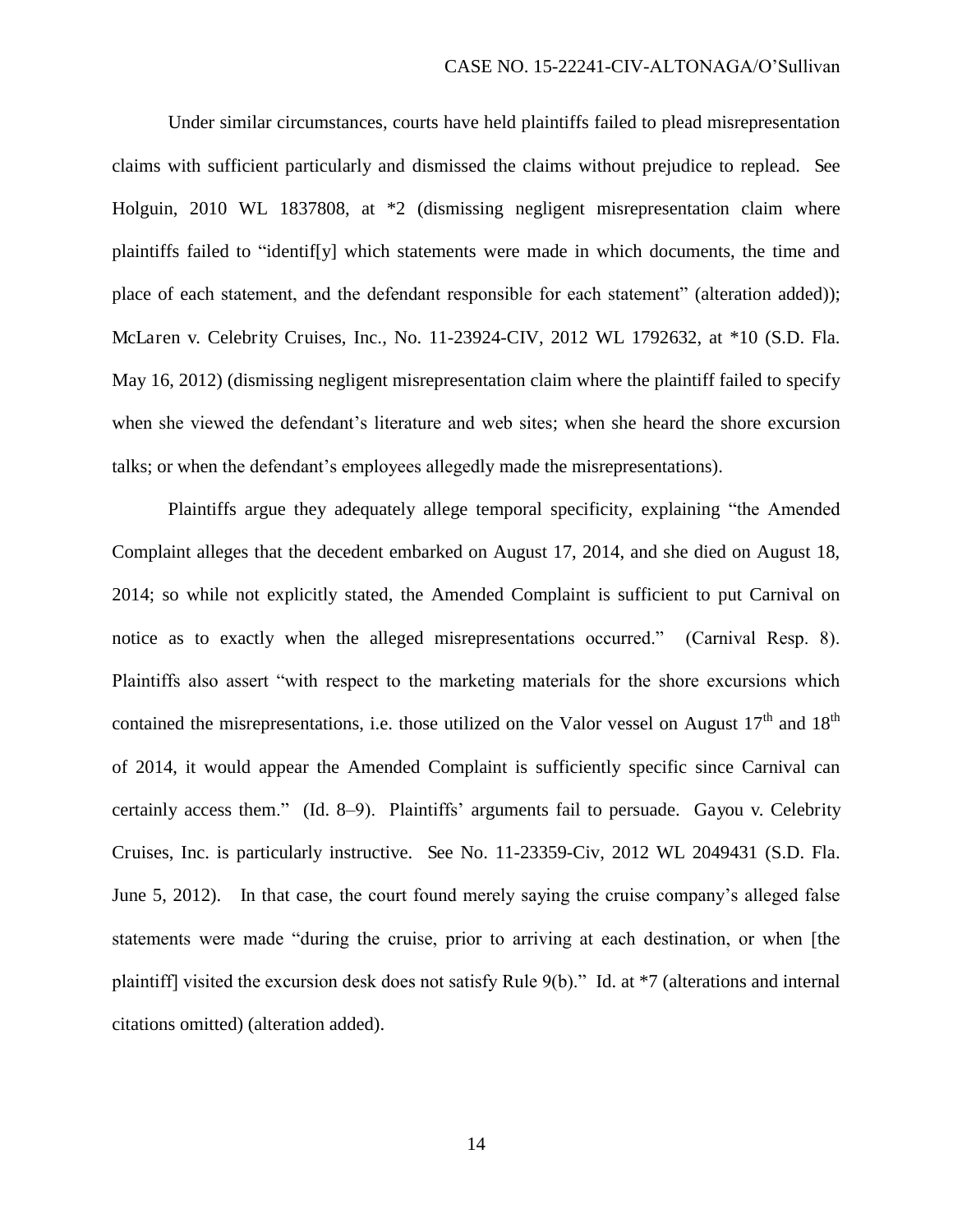Under similar circumstances, courts have held plaintiffs failed to plead misrepresentation claims with sufficient particularly and dismissed the claims without prejudice to replead. See Holguin, 2010 WL 1837808, at *2 (dismissing negligent misrepresentation claim where plaintiffs failed to "identif[y] which statements were made in which documents, the time and place of each statement, and the defendant responsible for each statement" (alteration added)); McLaren v. Celebrity Cruises, Inc., No. 11-23924-CIV, 2012 WL 1792632, at *10 (S.D. Fla. May 16, 2012) (dismissing negligent misrepresentation claim where the plaintiff failed to specify when she viewed the defendant's literature and web sites; when she heard the shore excursion talks; or when the defendant's employees allegedly made the misrepresentations).

Plaintiffs argue they adequately allege temporal specificity, explaining "the Amended Complaint alleges that the decedent embarked on August 17, 2014, and she died on August 18, 2014; so while not explicitly stated, the Amended Complaint is sufficient to put Carnival on notice as to exactly when the alleged misrepresentations occurred." (Carnival Resp. 8). Plaintiffs also assert "with respect to the marketing materials for the shore excursions which contained the misrepresentations, i.e. those utilized on the Valor vessel on August 17th and 18th of 2014, it would appear the Amended Complaint is sufficiently specific since Carnival can certainly access them." (Id. 8–9). Plaintiffs' arguments fail to persuade. Gayou v. Celebrity Cruises, Inc. is particularly instructive. See No. 11-23359-Civ, 2012 WL 2049431 (S.D. Fla. June 5, 2012). In that case, the court found merely saying the cruise company's alleged false statements were made "during the cruise, prior to arriving at each destination, or when [the plaintiff] visited the excursion desk does not satisfy Rule 9(b)." Id. at *7 (alterations and internal citations omitted) (alteration added).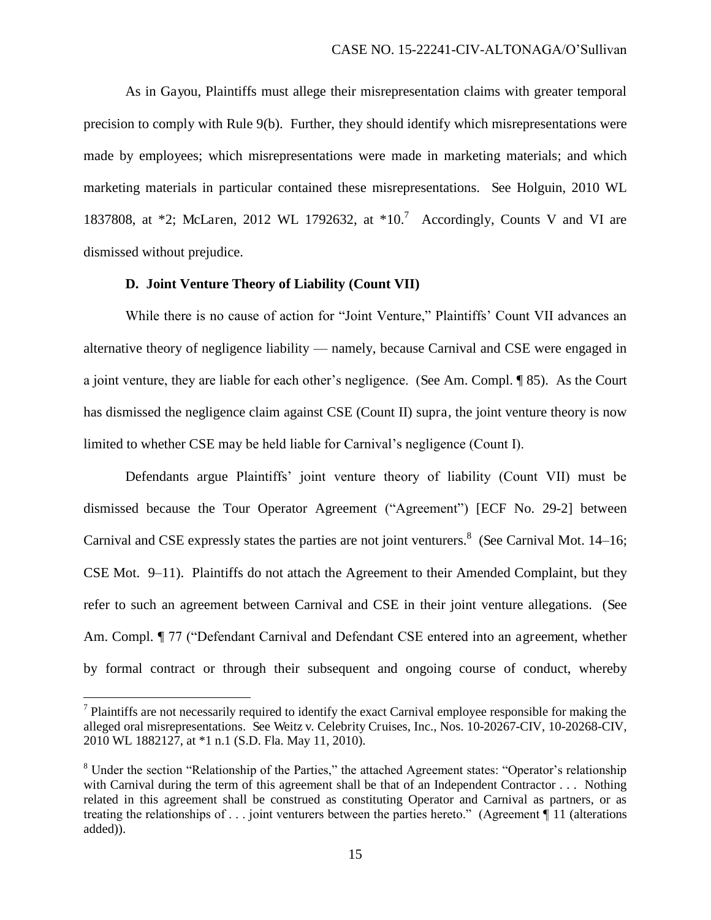As in Gayou, Plaintiffs must allege their misrepresentation claims with greater temporal precision to comply with Rule 9(b). Further, they should identify which misrepresentations were made by employees; which misrepresentations were made in marketing materials; and which marketing materials in particular contained these misrepresentations. See Holguin, 2010 WL 1837808, at *2; McLaren, 2012 WL 1792632, at *10.[7] Accordingly, Counts V and VI are dismissed without prejudice.

### D. Joint Venture Theory of Liability (Count VII)

While there is no cause of action for "Joint Venture," Plaintiffs' Count VII advances an alternative theory of negligence liability — namely, because Carnival and CSE were engaged in a joint venture, they are liable for each other's negligence. (See Am. Compl. ¶ 85). As the Court has dismissed the negligence claim against CSE (Count II) supra, the joint venture theory is now limited to whether CSE may be held liable for Carnival's negligence (Count I).

Defendants argue Plaintiffs' joint venture theory of liability (Count VII) must be dismissed because the Tour Operator Agreement ("Agreement") [ECF No. 29-2] between Carnival and CSE expressly states the parties are not joint venturers.[8] (See Carnival Mot. 14–16; CSE Mot. 9–11). Plaintiffs do not attach the Agreement to their Amended Complaint, but they refer to such an agreement between Carnival and CSE in their joint venture allegations. (See Am. Compl. ¶ 77 ("Defendant Carnival and Defendant CSE entered into an agreement, whether by formal contract or through their subsequent and ongoing course of conduct, whereby

---

[7] Plaintiffs are not necessarily required to identify the exact Carnival employee responsible for making the alleged oral misrepresentations. See Weitz v. Celebrity Cruises, Inc., Nos. 10-20267-CIV, 10-20268-CIV, 2010 WL 1882127, at *1 n.1 (S.D. Fla. May 11, 2010).

[8] Under the section "Relationship of the Parties," the attached Agreement states: "Operator's relationship with Carnival during the term of this agreement shall be that of an Independent Contractor . . . Nothing related in this agreement shall be construed as constituting Operator and Carnival as partners, or as treating the relationships of . . . joint venturers between the parties hereto." (Agreement ¶ 11 (alterations added)).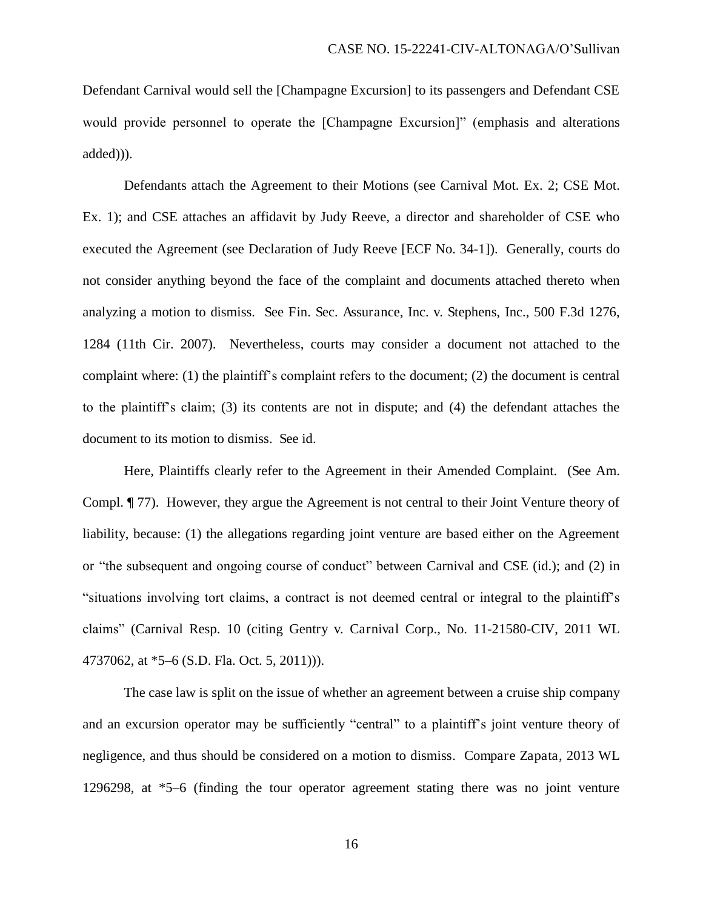Defendant Carnival would sell the [Champagne Excursion] to its passengers and Defendant CSE would provide personnel to operate the [Champagne Excursion]" (emphasis and alterations added))).

Defendants attach the Agreement to their Motions (see Carnival Mot. Ex. 2; CSE Mot. Ex. 1); and CSE attaches an affidavit by Judy Reeve, a director and shareholder of CSE who executed the Agreement (see Declaration of Judy Reeve [ECF No. 34-1]). Generally, courts do not consider anything beyond the face of the complaint and documents attached thereto when analyzing a motion to dismiss. See Fin. Sec. Assurance, Inc. v. Stephens, Inc., 500 F.3d 1276, 1284 (11th Cir. 2007). Nevertheless, courts may consider a document not attached to the complaint where: (1) the plaintiff's complaint refers to the document; (2) the document is central to the plaintiff's claim; (3) its contents are not in dispute; and (4) the defendant attaches the document to its motion to dismiss. See id.

Here, Plaintiffs clearly refer to the Agreement in their Amended Complaint. (See Am. Compl. ¶ 77). However, they argue the Agreement is not central to their Joint Venture theory of liability, because: (1) the allegations regarding joint venture are based either on the Agreement or "the subsequent and ongoing course of conduct" between Carnival and CSE (id.); and (2) in "situations involving tort claims, a contract is not deemed central or integral to the plaintiff's claims" (Carnival Resp. 10 (citing Gentry v. Carnival Corp., No. 11-21580-CIV, 2011 WL 4737062, at *5–6 (S.D. Fla. Oct. 5, 2011))).

The case law is split on the issue of whether an agreement between a cruise ship company and an excursion operator may be sufficiently "central" to a plaintiff's joint venture theory of negligence, and thus should be considered on a motion to dismiss. Compare Zapata, 2013 WL 1296298, at *5–6 (finding the tour operator agreement stating there was no joint venture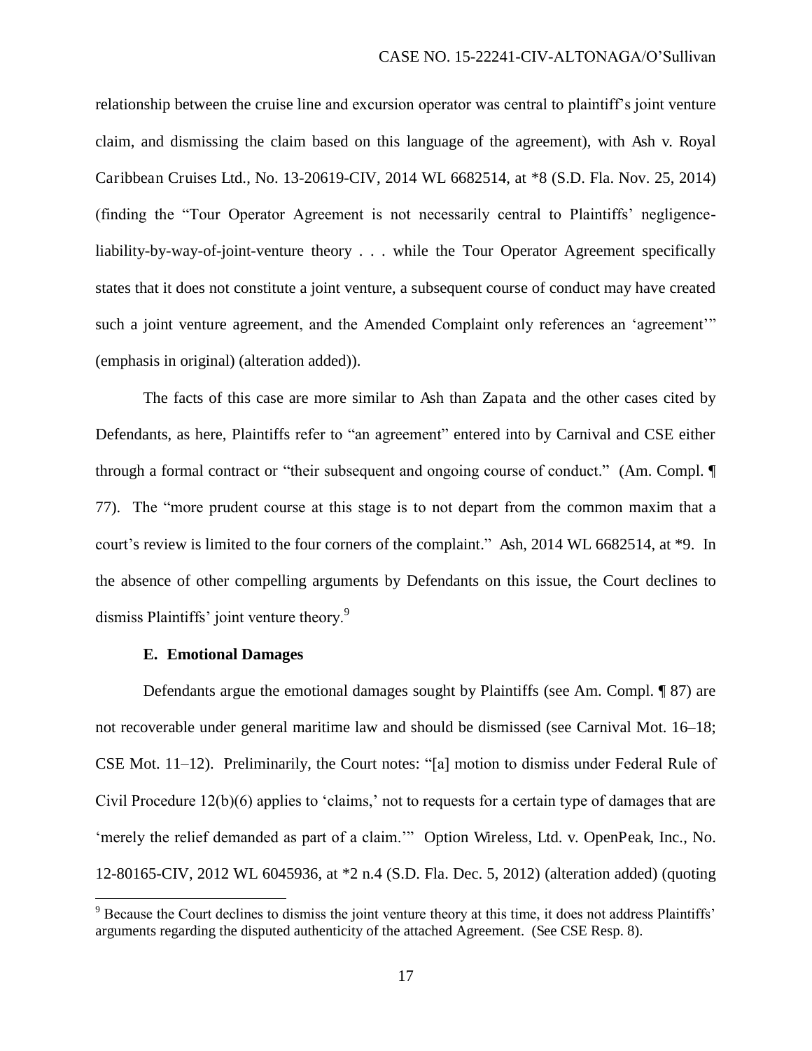relationship between the cruise line and excursion operator was central to plaintiff's joint venture claim, and dismissing the claim based on this language of the agreement), with Ash v. Royal Caribbean Cruises Ltd., No. 13-20619-CIV, 2014 WL 6682514, at *8 (S.D. Fla. Nov. 25, 2014) (finding the "Tour Operator Agreement is not necessarily central to Plaintiffs' negligence-liability-by-way-of-joint-venture theory . . . while the Tour Operator Agreement specifically states that it does not constitute a joint venture, a subsequent course of conduct may have created such a joint venture agreement, and the Amended Complaint only references an 'agreement'" (emphasis in original) (alteration added)).

The facts of this case are more similar to Ash than Zapata and the other cases cited by Defendants, as here, Plaintiffs refer to "an agreement" entered into by Carnival and CSE either through a formal contract or "their subsequent and ongoing course of conduct." (Am. Compl. ¶ 77). The "more prudent course at this stage is to not depart from the common maxim that a court's review is limited to the four corners of the complaint." Ash, 2014 WL 6682514, at *9. In the absence of other compelling arguments by Defendants on this issue, the Court declines to dismiss Plaintiffs' joint venture theory.[9]

**E. Emotional Damages**

Defendants argue the emotional damages sought by Plaintiffs (see Am. Compl. ¶ 87) are not recoverable under general maritime law and should be dismissed (see Carnival Mot. 16–18; CSE Mot. 11–12). Preliminarily, the Court notes: "[a] motion to dismiss under Federal Rule of Civil Procedure 12(b)(6) applies to 'claims,' not to requests for a certain type of damages that are 'merely the relief demanded as part of a claim.'" Option Wireless, Ltd. v. OpenPeak, Inc., No. 12-80165-CIV, 2012 WL 6045936, at *2 n.4 (S.D. Fla. Dec. 5, 2012) (alteration added) (quoting

[9] Because the Court declines to dismiss the joint venture theory at this time, it does not address Plaintiffs' arguments regarding the disputed authenticity of the attached Agreement. (See CSE Resp. 8).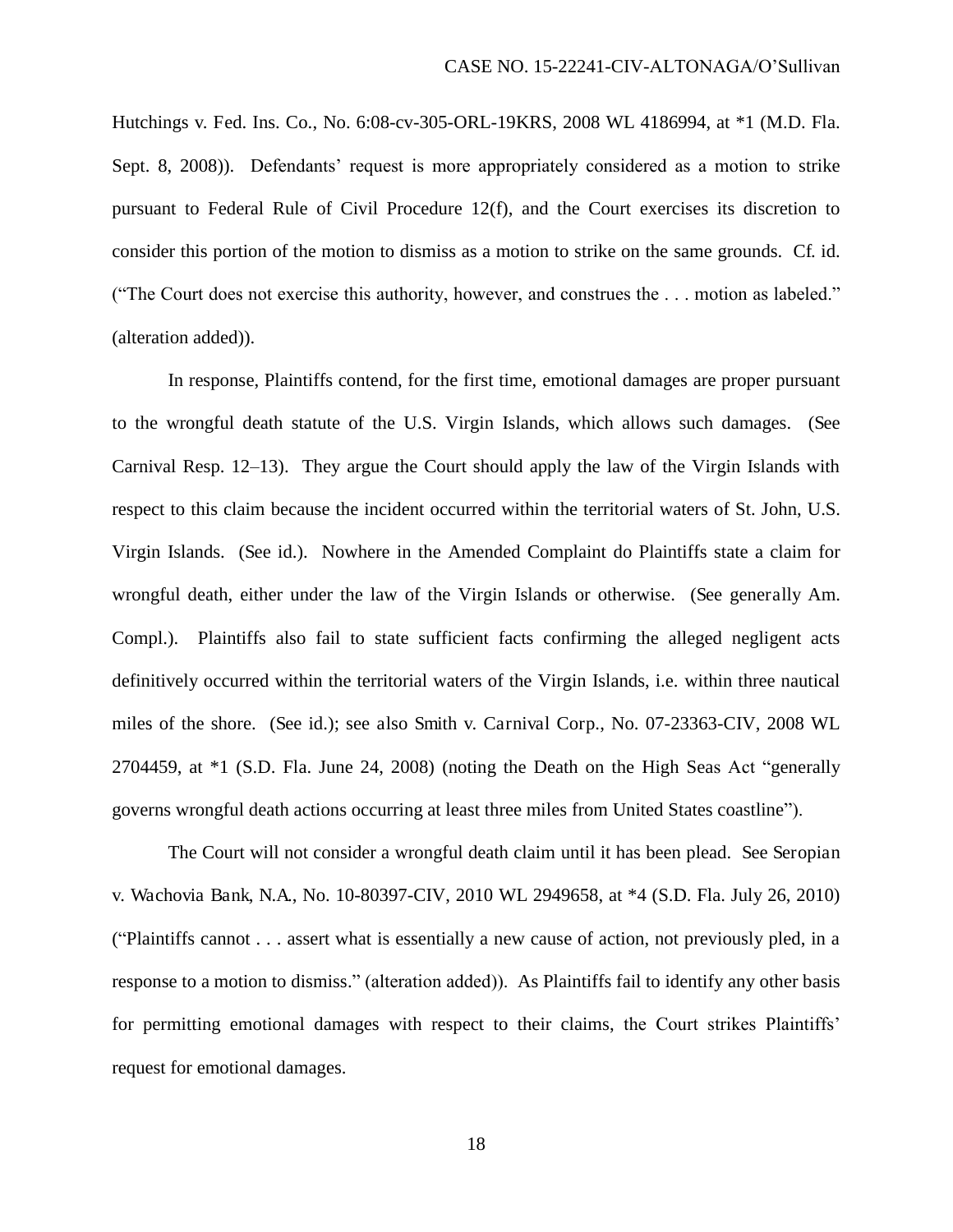Hutchings v. Fed. Ins. Co., No. 6:08-cv-305-ORL-19KRS, 2008 WL 4186994, at *1 (M.D. Fla. Sept. 8, 2008)). Defendants' request is more appropriately considered as a motion to strike pursuant to Federal Rule of Civil Procedure 12(f), and the Court exercises its discretion to consider this portion of the motion to dismiss as a motion to strike on the same grounds. Cf. id. ("The Court does not exercise this authority, however, and construes the . . . motion as labeled." (alteration added)).

In response, Plaintiffs contend, for the first time, emotional damages are proper pursuant to the wrongful death statute of the U.S. Virgin Islands, which allows such damages. (See Carnival Resp. 12–13). They argue the Court should apply the law of the Virgin Islands with respect to this claim because the incident occurred within the territorial waters of St. John, U.S. Virgin Islands. (See id.). Nowhere in the Amended Complaint do Plaintiffs state a claim for wrongful death, either under the law of the Virgin Islands or otherwise. (See generally Am. Compl.). Plaintiffs also fail to state sufficient facts confirming the alleged negligent acts definitively occurred within the territorial waters of the Virgin Islands, i.e. within three nautical miles of the shore. (See id.); see also Smith v. Carnival Corp., No. 07-23363-CIV, 2008 WL 2704459, at *1 (S.D. Fla. June 24, 2008) (noting the Death on the High Seas Act "generally governs wrongful death actions occurring at least three miles from United States coastline").

The Court will not consider a wrongful death claim until it has been plead. See Seropian v. Wachovia Bank, N.A., No. 10-80397-CIV, 2010 WL 2949658, at *4 (S.D. Fla. July 26, 2010) ("Plaintiffs cannot . . . assert what is essentially a new cause of action, not previously pled, in a response to a motion to dismiss." (alteration added)). As Plaintiffs fail to identify any other basis for permitting emotional damages with respect to their claims, the Court strikes Plaintiffs' request for emotional damages.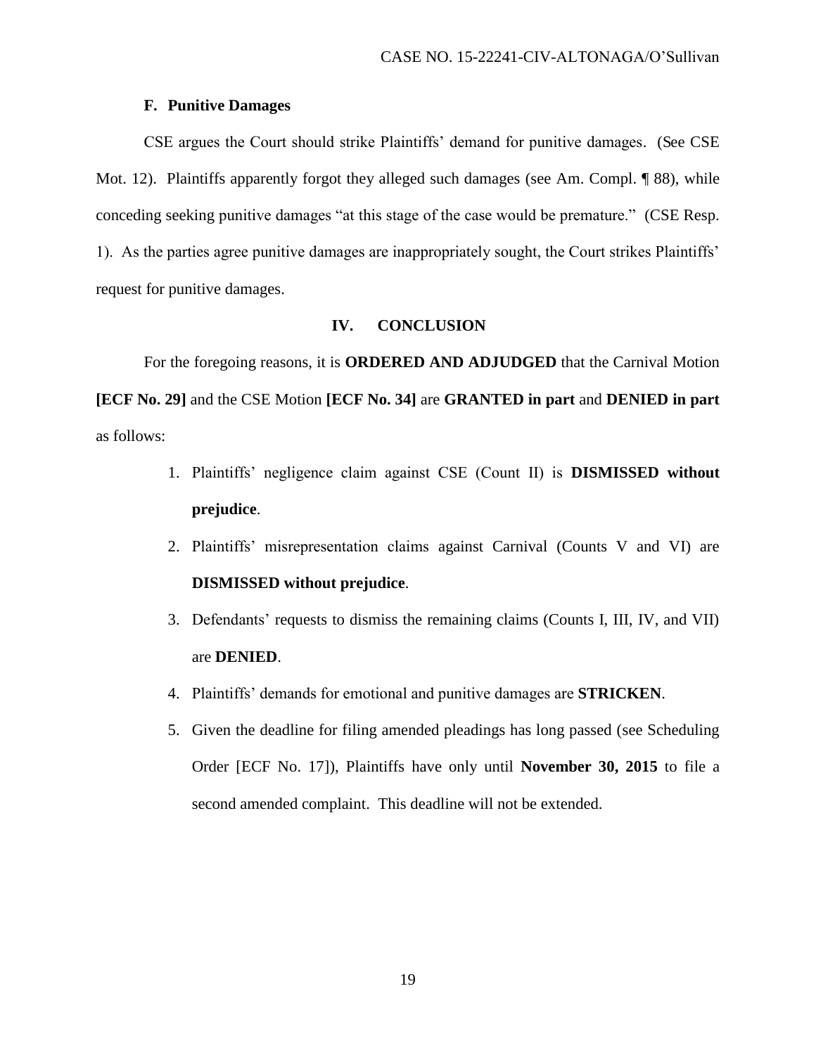### F. Punitive Damages

CSE argues the Court should strike Plaintiffs' demand for punitive damages. (See CSE Mot. 12). Plaintiffs apparently forgot they alleged such damages (see Am. Compl. ¶ 88), while conceding seeking punitive damages "at this stage of the case would be premature." (CSE Resp. 1). As the parties agree punitive damages are inappropriately sought, the Court strikes Plaintiffs' request for punitive damages.

## IV. CONCLUSION

For the foregoing reasons, it is **ORDERED AND ADJUDGED** that the Carnival Motion **[ECF No. 29]** and the CSE Motion **[ECF No. 34]** are **GRANTED in part** and **DENIED in part** as follows:

1. Plaintiffs' negligence claim against CSE (Count II) is **DISMISSED without prejudice**.
2. Plaintiffs' misrepresentation claims against Carnival (Counts V and VI) are **DISMISSED without prejudice**.
3. Defendants' requests to dismiss the remaining claims (Counts I, III, IV, and VII) are **DENIED**.
4. Plaintiffs' demands for emotional and punitive damages are **STRICKEN**.
5. Given the deadline for filing amended pleadings has long passed (see Scheduling Order [ECF No. 17]), Plaintiffs have only until **November 30, 2015** to file a second amended complaint. This deadline will not be extended.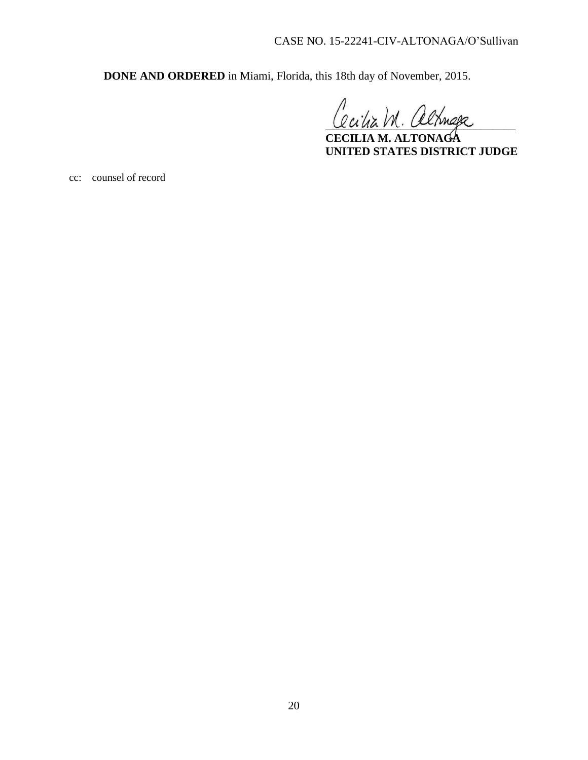**DONE AND ORDERED** in Miami, Florida, this 18th day of November, 2015.

**CECILIA M. ALTONAGA**
**UNITED STATES DISTRICT JUDGE**

cc: counsel of record